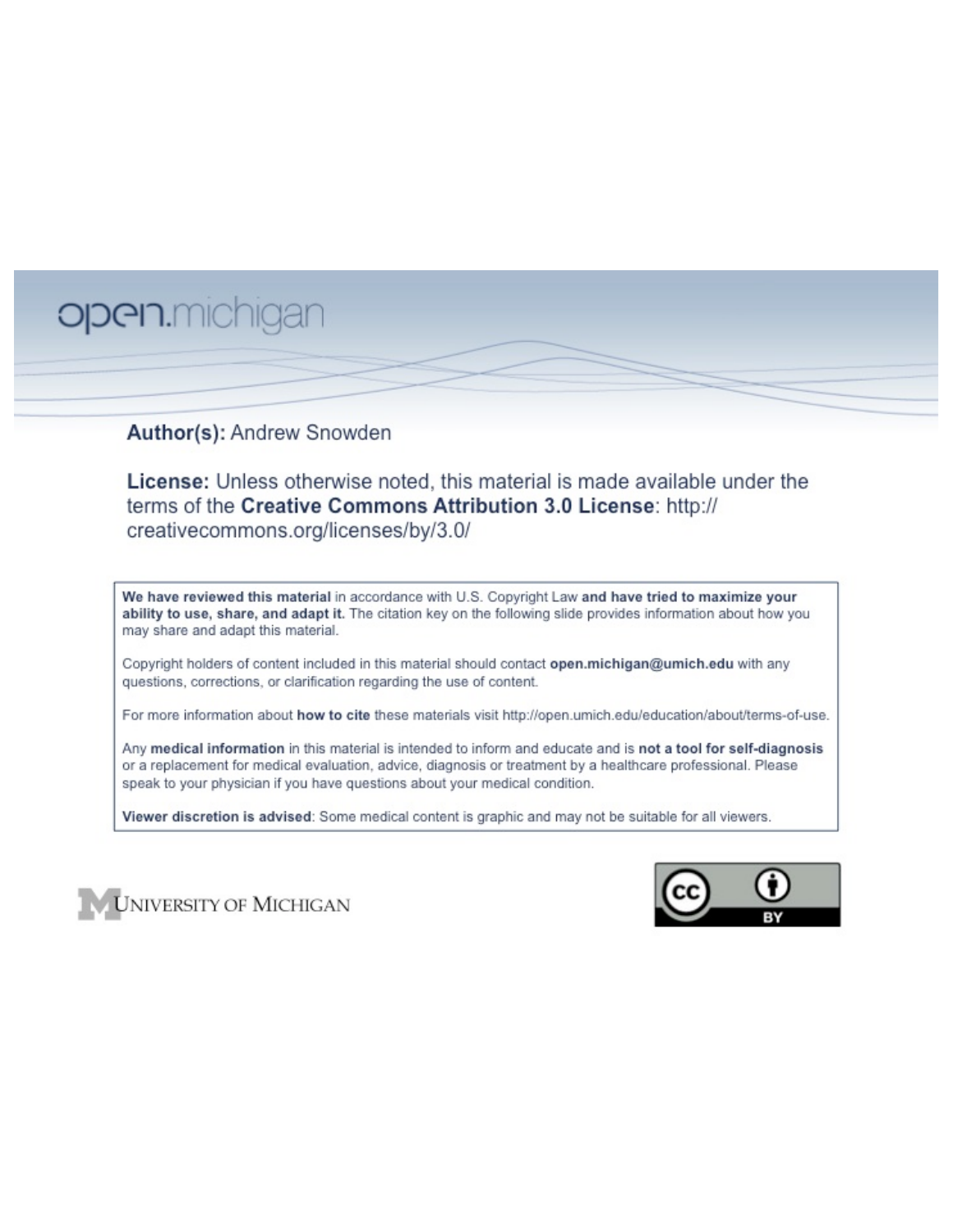open.michigan

**Author(s):** Andrew Snowden

**License:** Unless otherwise noted, this material is made available under the terms of the **Creative Commons Attribution 3.0 License**: http://creativecommons.org/licenses/by/3.0/

**We have reviewed this material** in accordance with U.S. Copyright Law **and have tried to maximize your ability to use, share, and adapt it.** The citation key on the following slide provides information about how you may share and adapt this material.

Copyright holders of content included in this material should contact **open.michigan@umich.edu** with any questions, corrections, or clarification regarding the use of content.

For more information about **how to cite** these materials visit http://open.umich.edu/education/about/terms-of-use.

Any **medical information** in this material is intended to inform and educate and is **not a tool for self-diagnosis** or a replacement for medical evaluation, advice, diagnosis or treatment by a healthcare professional. Please speak to your physician if you have questions about your medical condition.

**Viewer discretion is advised**: Some medical content is graphic and may not be suitable for all viewers.

UNIVERSITY OF MICHIGAN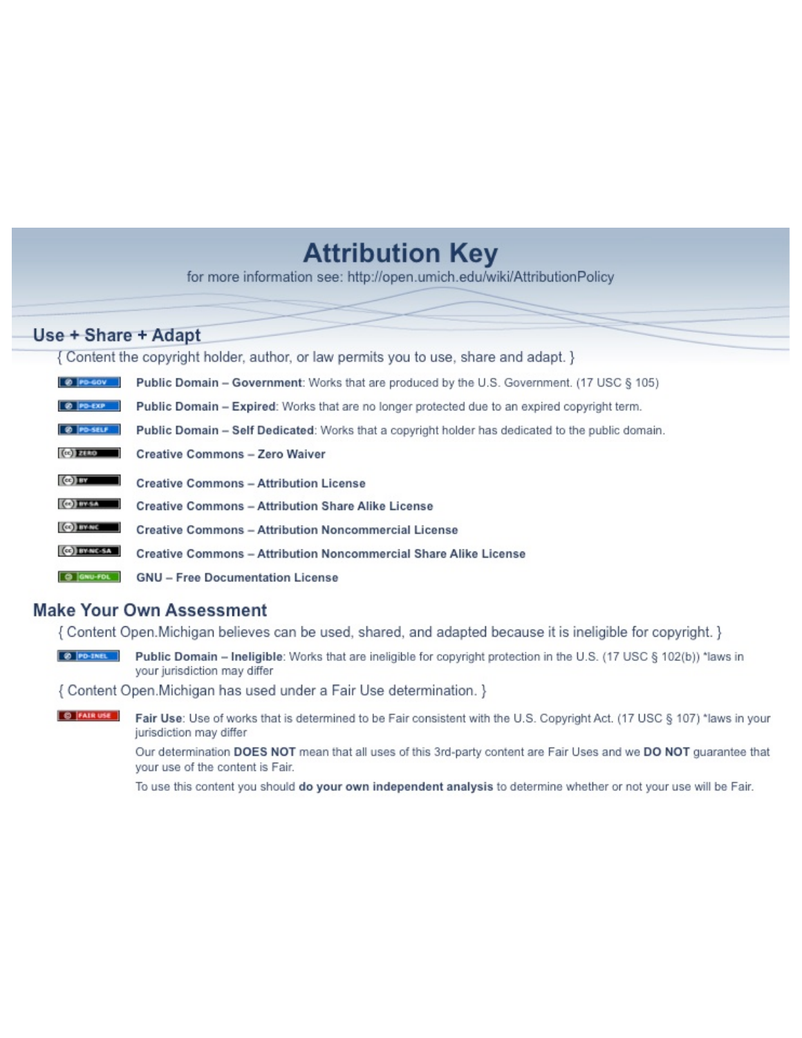# Attribution Key

for more information see: http://open.umich.edu/wiki/AttributionPolicy

## Use + Share + Adapt

{ Content the copyright holder, author, or law permits you to use, share and adapt. }

- PD-GOV **Public Domain – Government**: Works that are produced by the U.S. Government. (17 USC § 105)
- PD-EXP **Public Domain – Expired**: Works that are no longer protected due to an expired copyright term.
- PD-SELF **Public Domain – Self Dedicated**: Works that a copyright holder has dedicated to the public domain.
- ZERO **Creative Commons – Zero Waiver**
- BY **Creative Commons – Attribution License**
- BY-SA **Creative Commons – Attribution Share Alike License**
- BY-NC **Creative Commons – Attribution Noncommercial License**
- BY-NC-SA **Creative Commons – Attribution Noncommercial Share Alike License**
- GNU-FDL **GNU – Free Documentation License**

## Make Your Own Assessment

{ Content Open.Michigan believes can be used, shared, and adapted because it is ineligible for copyright. }

- PD-INEL **Public Domain – Ineligible**: Works that are ineligible for copyright protection in the U.S. (17 USC § 102(b)) *laws in your jurisdiction may differ

{ Content Open.Michigan has used under a Fair Use determination. }

- FAIR USE **Fair Use**: Use of works that is determined to be Fair consistent with the U.S. Copyright Act. (17 USC § 107) *laws in your jurisdiction may differ

  Our determination **DOES NOT** mean that all uses of this 3rd-party content are Fair Uses and we **DO NOT** guarantee that your use of the content is Fair.

  To use this content you should **do your own independent analysis** to determine whether or not your use will be Fair.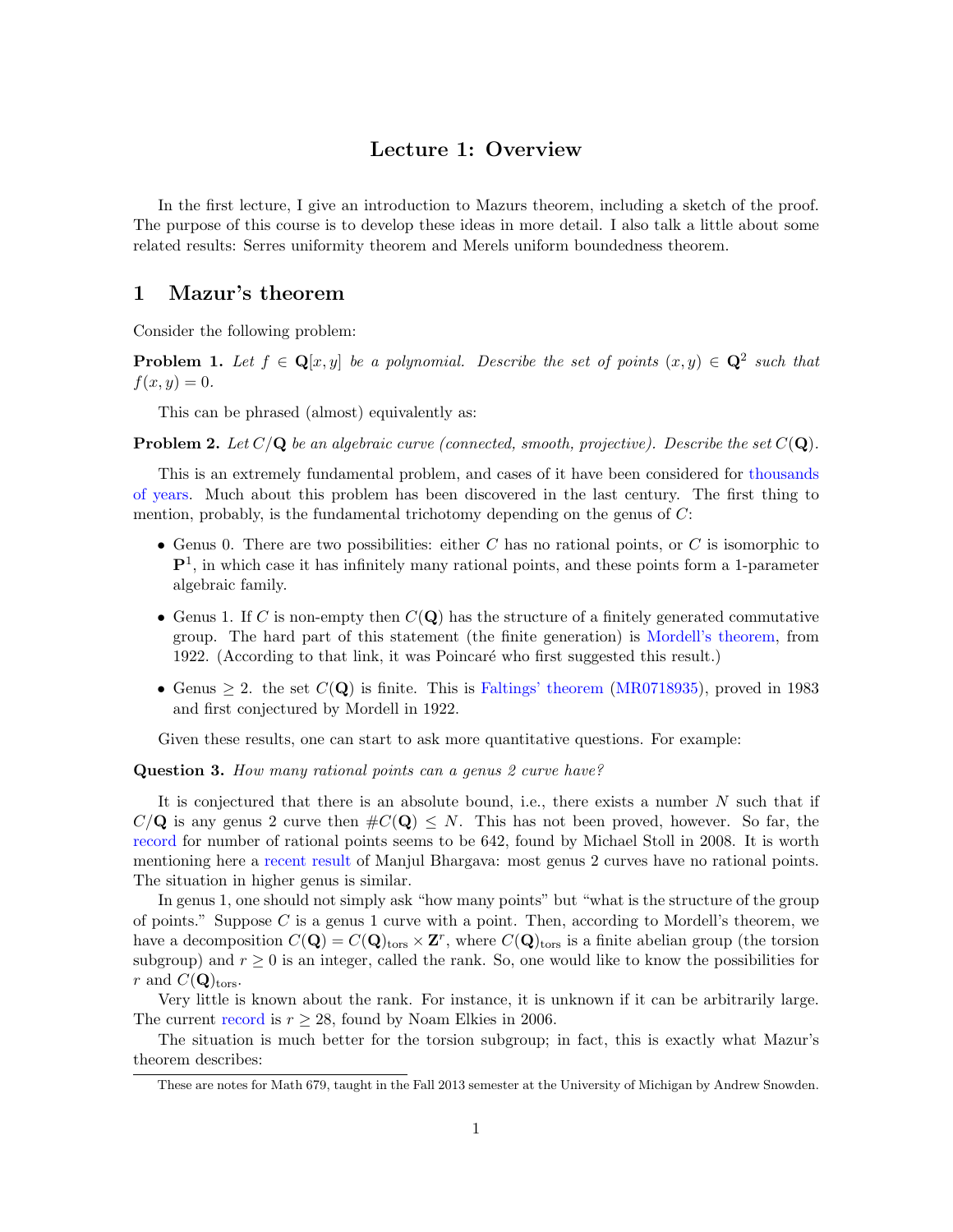## Lecture 1: Overview

In the first lecture, I give an introduction to Mazurs theorem, including a sketch of the proof. The purpose of this course is to develop these ideas in more detail. I also talk a little about some related results: Serres uniformity theorem and Merels uniform boundedness theorem.

# 1 Mazur's theorem

Consider the following problem:

**Problem 1.** *Let $f \in \mathbf{Q}[x, y]$ be a polynomial. Describe the set of points $(x, y) \in \mathbf{Q}^2$ such that $f(x, y) = 0$.*

This can be phrased (almost) equivalently as:

**Problem 2.** *Let $C/\mathbf{Q}$ be an algebraic curve (connected, smooth, projective). Describe the set $C(\mathbf{Q})$.*

This is an extremely fundamental problem, and cases of it have been considered for thousands of years. Much about this problem has been discovered in the last century. The first thing to mention, probably, is the fundamental trichotomy depending on the genus of $C$:

- Genus 0. There are two possibilities: either $C$ has no rational points, or $C$ is isomorphic to $\mathbf{P}^1$, in which case it has infinitely many rational points, and these points form a 1-parameter algebraic family.
- Genus 1. If $C$ is non-empty then $C(\mathbf{Q})$ has the structure of a finitely generated commutative group. The hard part of this statement (the finite generation) is Mordell's theorem, from 1922. (According to that link, it was Poincaré who first suggested this result.)
- Genus $\geq 2$. the set $C(\mathbf{Q})$ is finite. This is Faltings' theorem (MR0718935), proved in 1983 and first conjectured by Mordell in 1922.

Given these results, one can start to ask more quantitative questions. For example:

**Question 3.** *How many rational points can a genus 2 curve have?*

It is conjectured that there is an absolute bound, i.e., there exists a number $N$ such that if $C/\mathbf{Q}$ is any genus 2 curve then $\#C(\mathbf{Q}) \leq N$. This has not been proved, however. So far, the record for number of rational points seems to be 642, found by Michael Stoll in 2008. It is worth mentioning here a recent result of Manjul Bhargava: most genus 2 curves have no rational points. The situation in higher genus is similar.

In genus 1, one should not simply ask "how many points" but "what is the structure of the group of points." Suppose $C$ is a genus 1 curve with a point. Then, according to Mordell's theorem, we have a decomposition $C(\mathbf{Q}) = C(\mathbf{Q})_{\text{tors}} \times \mathbf{Z}^r$, where $C(\mathbf{Q})_{\text{tors}}$ is a finite abelian group (the torsion subgroup) and $r \geq 0$ is an integer, called the rank. So, one would like to know the possibilities for $r$ and $C(\mathbf{Q})_{\text{tors}}$.

Very little is known about the rank. For instance, it is unknown if it can be arbitrarily large. The current record is $r \geq 28$, found by Noam Elkies in 2006.

The situation is much better for the torsion subgroup; in fact, this is exactly what Mazur's theorem describes:

These are notes for Math 679, taught in the Fall 2013 semester at the University of Michigan by Andrew Snowden.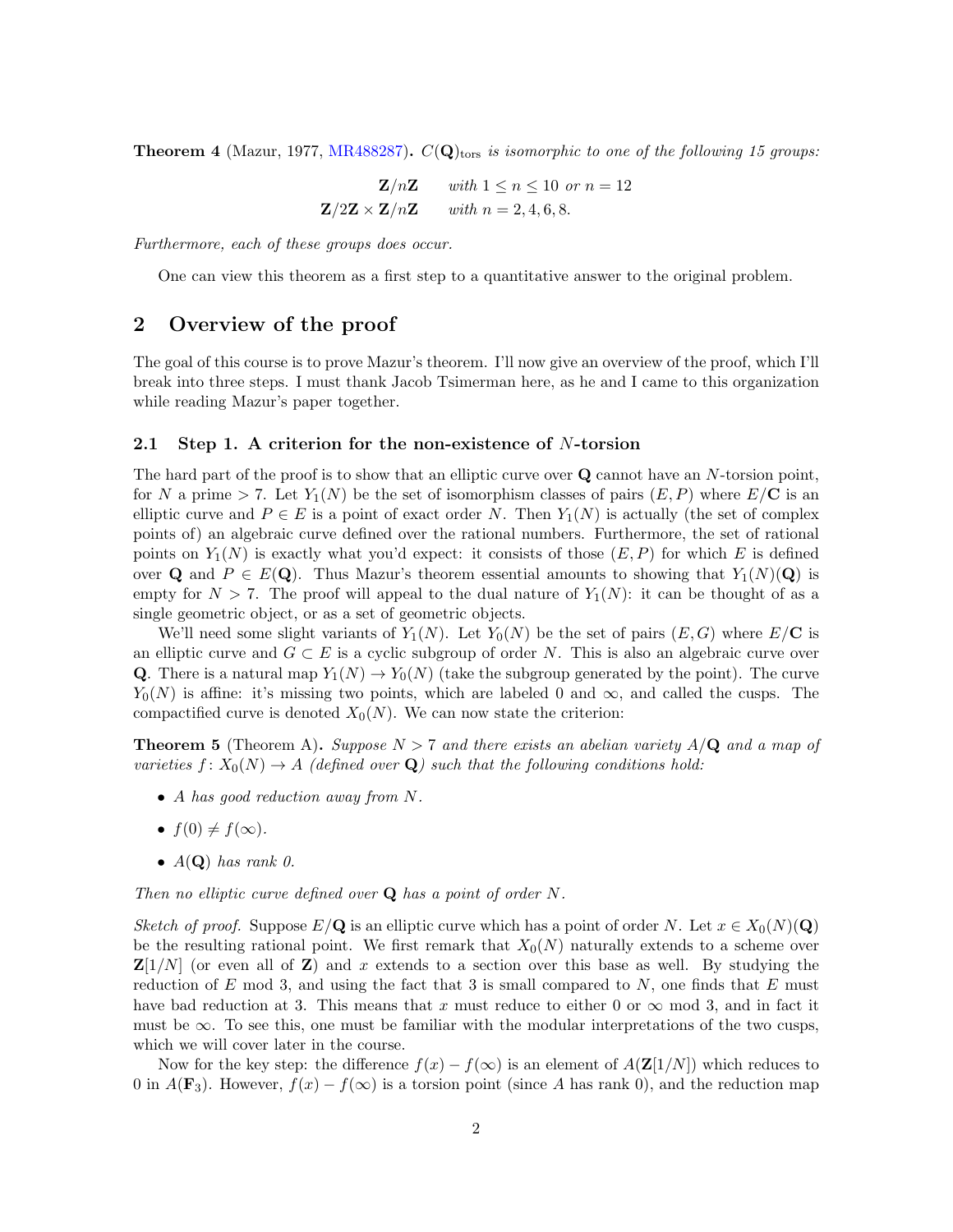**Theorem 4** (Mazur, 1977, MR488287)**.** *$C(\mathbf{Q})_{\text{tors}}$ is isomorphic to one of the following 15 groups:*

$$\begin{array}{rl} \mathbf{Z}/n\mathbf{Z} & \text{with } 1 \le n \le 10 \text{ or } n = 12 \\ \mathbf{Z}/2\mathbf{Z} \times \mathbf{Z}/n\mathbf{Z} & \text{with } n = 2, 4, 6, 8. \end{array}$$

*Furthermore, each of these groups does occur.*

One can view this theorem as a first step to a quantitative answer to the original problem.

## 2 Overview of the proof

The goal of this course is to prove Mazur's theorem. I'll now give an overview of the proof, which I'll break into three steps. I must thank Jacob Tsimerman here, as he and I came to this organization while reading Mazur's paper together.

### 2.1 Step 1. A criterion for the non-existence of $N$-torsion

The hard part of the proof is to show that an elliptic curve over $\mathbf{Q}$ cannot have an $N$-torsion point, for $N$ a prime $> 7$. Let $Y_1(N)$ be the set of isomorphism classes of pairs $(E, P)$ where $E/\mathbf{C}$ is an elliptic curve and $P \in E$ is a point of exact order $N$. Then $Y_1(N)$ is actually (the set of complex points of) an algebraic curve defined over the rational numbers. Furthermore, the set of rational points on $Y_1(N)$ is exactly what you'd expect: it consists of those $(E, P)$ for which $E$ is defined over $\mathbf{Q}$ and $P \in E(\mathbf{Q})$. Thus Mazur's theorem essential amounts to showing that $Y_1(N)(\mathbf{Q})$ is empty for $N > 7$. The proof will appeal to the dual nature of $Y_1(N)$: it can be thought of as a single geometric object, or as a set of geometric objects.

We'll need some slight variants of $Y_1(N)$. Let $Y_0(N)$ be the set of pairs $(E, G)$ where $E/\mathbf{C}$ is an elliptic curve and $G \subset E$ is a cyclic subgroup of order $N$. This is also an algebraic curve over $\mathbf{Q}$. There is a natural map $Y_1(N) \to Y_0(N)$ (take the subgroup generated by the point). The curve $Y_0(N)$ is affine: it's missing two points, which are labeled $0$ and $\infty$, and called the cusps. The compactified curve is denoted $X_0(N)$. We can now state the criterion:

**Theorem 5** (Theorem A)**.** *Suppose $N > 7$ and there exists an abelian variety $A/\mathbf{Q}$ and a map of varieties $f \colon X_0(N) \to A$ (defined over $\mathbf{Q}$) such that the following conditions hold:*

- *$A$ has good reduction away from $N$.*
- *$f(0) \neq f(\infty)$.*
- *$A(\mathbf{Q})$ has rank 0.*

*Then no elliptic curve defined over $\mathbf{Q}$ has a point of order $N$.*

*Sketch of proof.* Suppose $E/\mathbf{Q}$ is an elliptic curve which has a point of order $N$. Let $x \in X_0(N)(\mathbf{Q})$ be the resulting rational point. We first remark that $X_0(N)$ naturally extends to a scheme over $\mathbf{Z}[1/N]$ (or even all of $\mathbf{Z}$) and $x$ extends to a section over this base as well. By studying the reduction of $E$ mod 3, and using the fact that 3 is small compared to $N$, one finds that $E$ must have bad reduction at 3. This means that $x$ must reduce to either $0$ or $\infty$ mod 3, and in fact it must be $\infty$. To see this, one must be familiar with the modular interpretations of the two cusps, which we will cover later in the course.

Now for the key step: the difference $f(x) - f(\infty)$ is an element of $A(\mathbf{Z}[1/N])$ which reduces to 0 in $A(\mathbf{F}_3)$. However, $f(x) - f(\infty)$ is a torsion point (since $A$ has rank 0), and the reduction map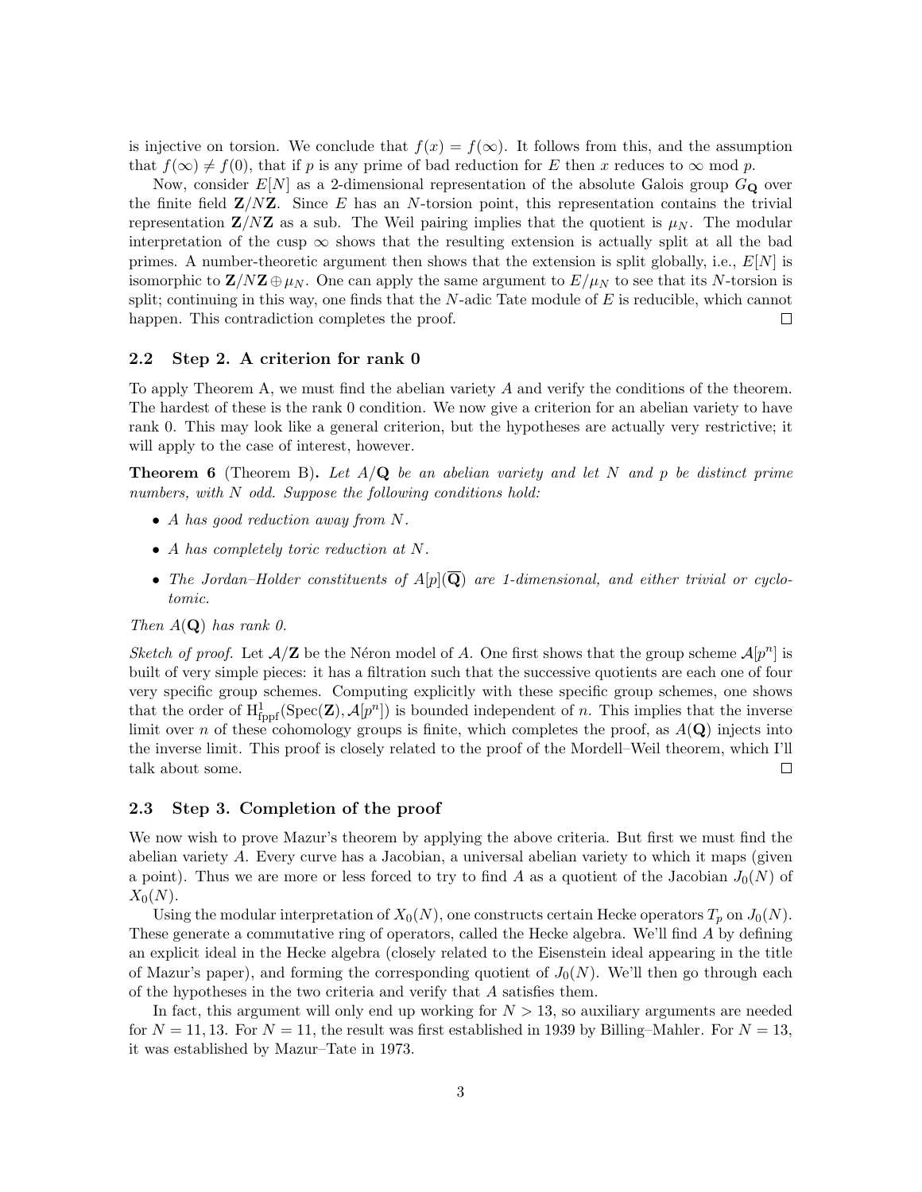is injective on torsion. We conclude that $f(x) = f(\infty)$. It follows from this, and the assumption that $f(\infty) \neq f(0)$, that if $p$ is any prime of bad reduction for $E$ then $x$ reduces to $\infty$ mod $p$.

Now, consider $E[N]$ as a 2-dimensional representation of the absolute Galois group $G_{\mathbf{Q}}$ over the finite field $\mathbf{Z}/N\mathbf{Z}$. Since $E$ has an $N$-torsion point, this representation contains the trivial representation $\mathbf{Z}/N\mathbf{Z}$ as a sub. The Weil pairing implies that the quotient is $\mu_N$. The modular interpretation of the cusp $\infty$ shows that the resulting extension is actually split at all the bad primes. A number-theoretic argument then shows that the extension is split globally, i.e., $E[N]$ is isomorphic to $\mathbf{Z}/N\mathbf{Z} \oplus \mu_N$. One can apply the same argument to $E/\mu_N$ to see that its $N$-torsion is split; continuing in this way, one finds that the $N$-adic Tate module of $E$ is reducible, which cannot happen. This contradiction completes the proof. □

### 2.2 Step 2. A criterion for rank 0

To apply Theorem A, we must find the abelian variety $A$ and verify the conditions of the theorem. The hardest of these is the rank 0 condition. We now give a criterion for an abelian variety to have rank 0. This may look like a general criterion, but the hypotheses are actually very restrictive; it will apply to the case of interest, however.

**Theorem 6** (Theorem B)**.** *Let $A/\mathbf{Q}$ be an abelian variety and let $N$ and $p$ be distinct prime numbers, with $N$ odd. Suppose the following conditions hold:*

- *$A$ has good reduction away from $N$.*
- *$A$ has completely toric reduction at $N$.*
- *The Jordan–Holder constituents of $A[p](\overline{\mathbf{Q}})$ are 1-dimensional, and either trivial or cyclotomic.*

*Then $A(\mathbf{Q})$ has rank 0.*

*Sketch of proof.* Let $\mathcal{A}/\mathbf{Z}$ be the Néron model of $A$. One first shows that the group scheme $\mathcal{A}[p^n]$ is built of very simple pieces: it has a filtration such that the successive quotients are each one of four very specific group schemes. Computing explicitly with these specific group schemes, one shows that the order of $\mathrm{H}^1_{\mathrm{fppf}}(\mathrm{Spec}(\mathbf{Z}), \mathcal{A}[p^n])$ is bounded independent of $n$. This implies that the inverse limit over $n$ of these cohomology groups is finite, which completes the proof, as $A(\mathbf{Q})$ injects into the inverse limit. This proof is closely related to the proof of the Mordell–Weil theorem, which I'll talk about some. □

### 2.3 Step 3. Completion of the proof

We now wish to prove Mazur's theorem by applying the above criteria. But first we must find the abelian variety $A$. Every curve has a Jacobian, a universal abelian variety to which it maps (given a point). Thus we are more or less forced to try to find $A$ as a quotient of the Jacobian $J_0(N)$ of $X_0(N)$.

Using the modular interpretation of $X_0(N)$, one constructs certain Hecke operators $T_p$ on $J_0(N)$. These generate a commutative ring of operators, called the Hecke algebra. We'll find $A$ by defining an explicit ideal in the Hecke algebra (closely related to the Eisenstein ideal appearing in the title of Mazur's paper), and forming the corresponding quotient of $J_0(N)$. We'll then go through each of the hypotheses in the two criteria and verify that $A$ satisfies them.

In fact, this argument will only end up working for $N > 13$, so auxiliary arguments are needed for $N = 11, 13$. For $N = 11$, the result was first established in 1939 by Billing–Mahler. For $N = 13$, it was established by Mazur–Tate in 1973.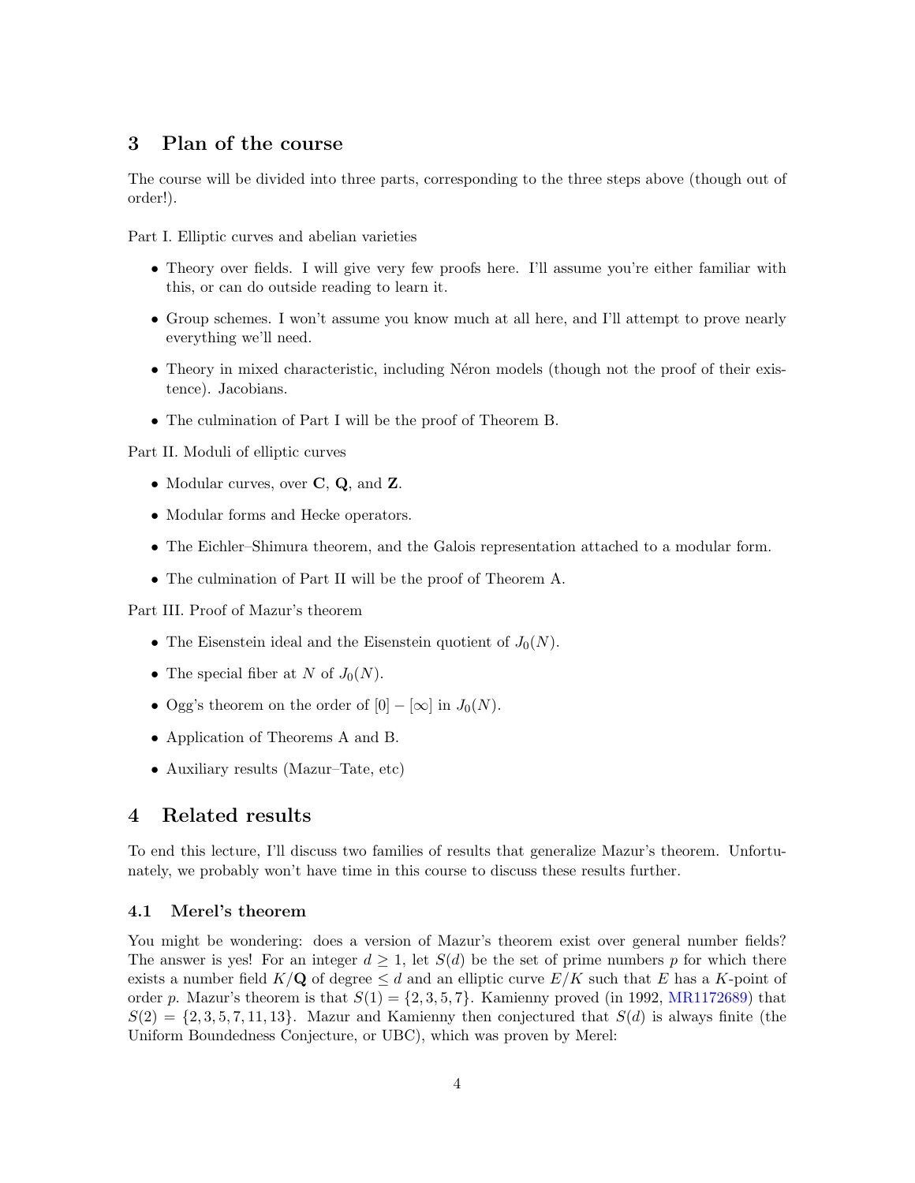## 3 Plan of the course

The course will be divided into three parts, corresponding to the three steps above (though out of order!).

Part I. Elliptic curves and abelian varieties

- Theory over fields. I will give very few proofs here. I'll assume you're either familiar with this, or can do outside reading to learn it.
- Group schemes. I won't assume you know much at all here, and I'll attempt to prove nearly everything we'll need.
- Theory in mixed characteristic, including Néron models (though not the proof of their existence). Jacobians.
- The culmination of Part I will be the proof of Theorem B.

Part II. Moduli of elliptic curves

- Modular curves, over **C**, **Q**, and **Z**.
- Modular forms and Hecke operators.
- The Eichler–Shimura theorem, and the Galois representation attached to a modular form.
- The culmination of Part II will be the proof of Theorem A.

Part III. Proof of Mazur's theorem

- The Eisenstein ideal and the Eisenstein quotient of $J_0(N)$.
- The special fiber at $N$ of $J_0(N)$.
- Ogg's theorem on the order of $[0] - [\infty]$ in $J_0(N)$.
- Application of Theorems A and B.
- Auxiliary results (Mazur–Tate, etc)

## 4 Related results

To end this lecture, I'll discuss two families of results that generalize Mazur's theorem. Unfortunately, we probably won't have time in this course to discuss these results further.

### 4.1 Merel's theorem

You might be wondering: does a version of Mazur's theorem exist over general number fields? The answer is yes! For an integer $d \geq 1$, let $S(d)$ be the set of prime numbers $p$ for which there exists a number field $K/\mathbf{Q}$ of degree $\leq d$ and an elliptic curve $E/K$ such that $E$ has a $K$-point of order $p$. Mazur's theorem is that $S(1) = \{2, 3, 5, 7\}$. Kamienny proved (in 1992, MR1172689) that $S(2) = \{2, 3, 5, 7, 11, 13\}$. Mazur and Kamienny then conjectured that $S(d)$ is always finite (the Uniform Boundedness Conjecture, or UBC), which was proven by Merel: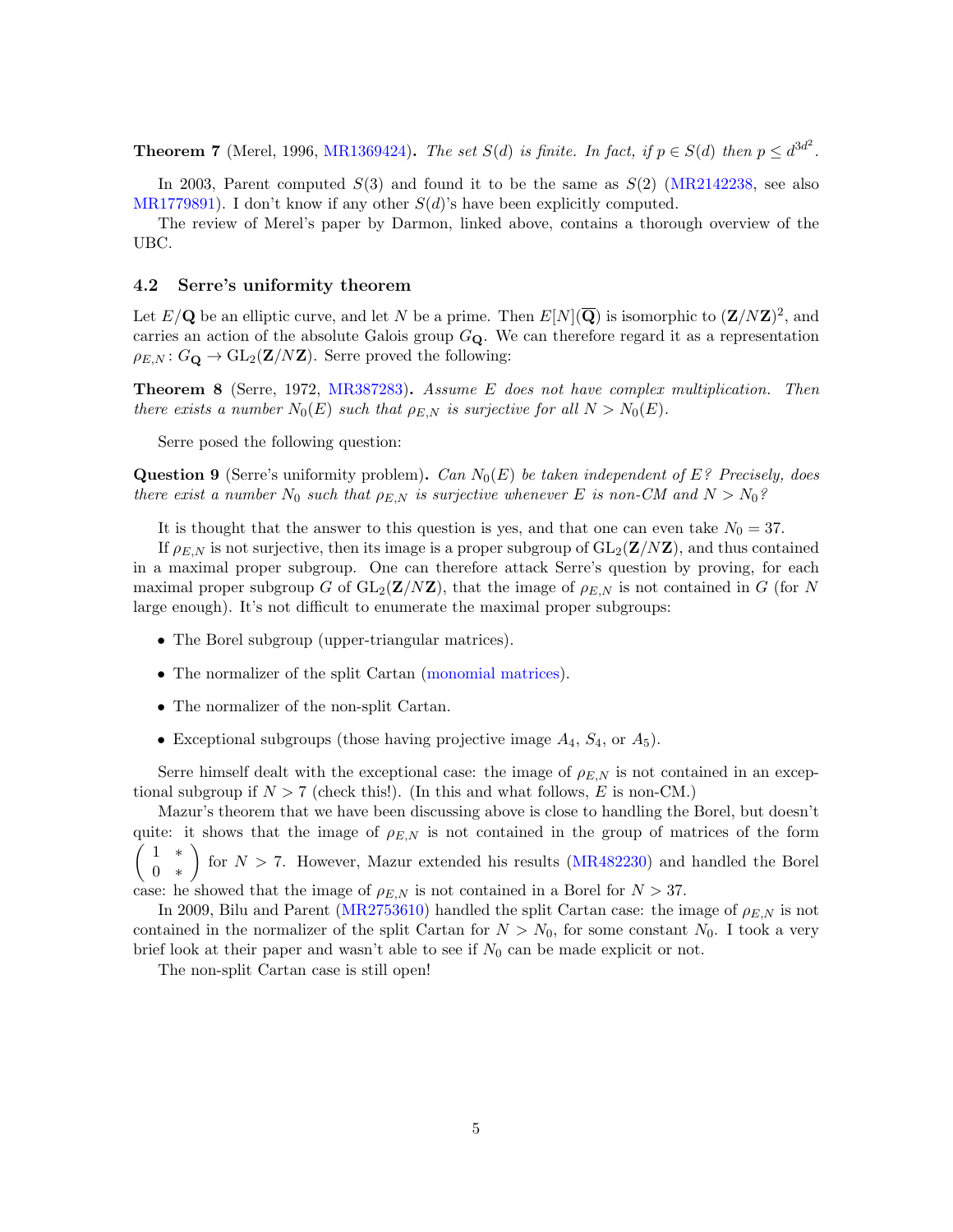**Theorem 7** (Merel, 1996, MR1369424)**.** *The set $S(d)$ is finite. In fact, if $p \in S(d)$ then $p \le d^{3d^2}$.*

In 2003, Parent computed $S(3)$ and found it to be the same as $S(2)$ (MR2142238, see also MR1779891). I don't know if any other $S(d)$'s have been explicitly computed.

The review of Merel's paper by Darmon, linked above, contains a thorough overview of the UBC.

### 4.2 Serre's uniformity theorem

Let $E/\mathbf{Q}$ be an elliptic curve, and let $N$ be a prime. Then $E[N](\overline{\mathbf{Q}})$ is isomorphic to $(\mathbf{Z}/N\mathbf{Z})^2$, and carries an action of the absolute Galois group $G_{\mathbf{Q}}$. We can therefore regard it as a representation $\rho_{E,N} \colon G_{\mathbf{Q}} \to \mathrm{GL}_2(\mathbf{Z}/N\mathbf{Z})$. Serre proved the following:

**Theorem 8** (Serre, 1972, MR387283)**.** *Assume $E$ does not have complex multiplication. Then there exists a number $N_0(E)$ such that $\rho_{E,N}$ is surjective for all $N > N_0(E)$.*

Serre posed the following question:

**Question 9** (Serre's uniformity problem)**.** *Can $N_0(E)$ be taken independent of $E$? Precisely, does there exist a number $N_0$ such that $\rho_{E,N}$ is surjective whenever $E$ is non-CM and $N > N_0$?*

It is thought that the answer to this question is yes, and that one can even take $N_0 = 37$.

If $\rho_{E,N}$ is not surjective, then its image is a proper subgroup of $\mathrm{GL}_2(\mathbf{Z}/N\mathbf{Z})$, and thus contained in a maximal proper subgroup. One can therefore attack Serre's question by proving, for each maximal proper subgroup $G$ of $\mathrm{GL}_2(\mathbf{Z}/N\mathbf{Z})$, that the image of $\rho_{E,N}$ is not contained in $G$ (for $N$ large enough). It's not difficult to enumerate the maximal proper subgroups:

- The Borel subgroup (upper-triangular matrices).
- The normalizer of the split Cartan (monomial matrices).
- The normalizer of the non-split Cartan.
- Exceptional subgroups (those having projective image $A_4$, $S_4$, or $A_5$).

Serre himself dealt with the exceptional case: the image of $\rho_{E,N}$ is not contained in an exceptional subgroup if $N > 7$ (check this!). (In this and what follows, $E$ is non-CM.)

Mazur's theorem that we have been discussing above is close to handling the Borel, but doesn't quite: it shows that the image of $\rho_{E,N}$ is not contained in the group of matrices of the form $\begin{pmatrix} 1 & * \\ 0 & * \end{pmatrix}$ for $N > 7$. However, Mazur extended his results (MR482230) and handled the Borel case: he showed that the image of $\rho_{E,N}$ is not contained in a Borel for $N > 37$.

In 2009, Bilu and Parent (MR2753610) handled the split Cartan case: the image of $\rho_{E,N}$ is not contained in the normalizer of the split Cartan for $N > N_0$, for some constant $N_0$. I took a very brief look at their paper and wasn't able to see if $N_0$ can be made explicit or not.

The non-split Cartan case is still open!